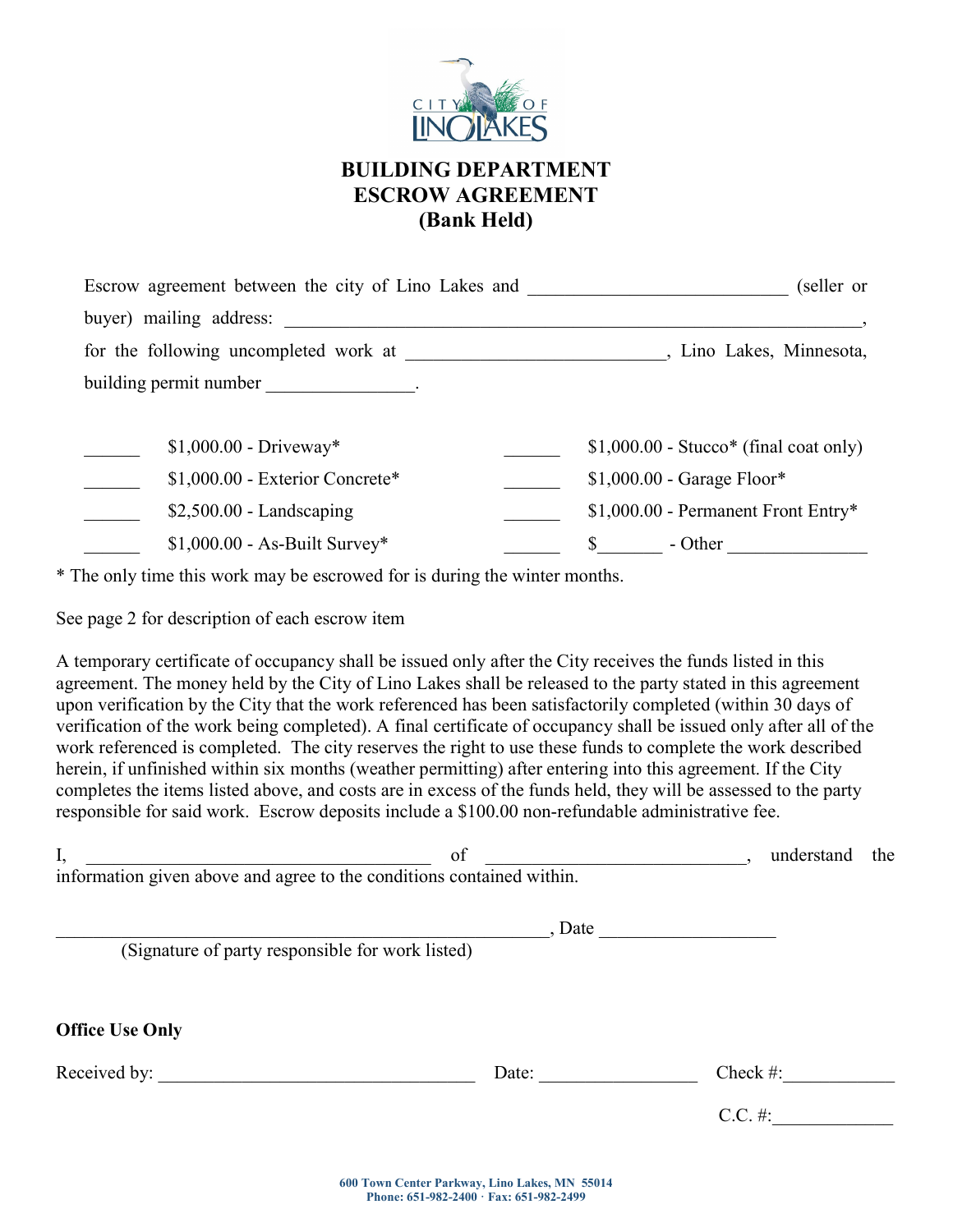# BUILDING DEPARTMENT
# ESCROW AGREEMENT
# (Bank Held)

Escrow agreement between the city of Lino Lakes and ___________________________ (seller or buyer) mailing address: _____________________________________________________________, for the following uncompleted work at ___________________________, Lino Lakes, Minnesota, building permit number ________________.

| | | | |
|---|---|---|---|
| ______ | $1,000.00 - Driveway* | ______ | $1,000.00 - Stucco* (final coat only) |
| ______ | $1,000.00 - Exterior Concrete* | ______ | $1,000.00 - Garage Floor* |
| ______ | $2,500.00 - Landscaping | ______ | $1,000.00 - Permanent Front Entry* |
| ______ | $1,000.00 - As-Built Survey* | ______ | $_______ - Other _______________ |

* The only time this work may be escrowed for is during the winter months.

See page 2 for description of each escrow item

A temporary certificate of occupancy shall be issued only after the City receives the funds listed in this agreement. The money held by the City of Lino Lakes shall be released to the party stated in this agreement upon verification by the City that the work referenced has been satisfactorily completed (within 30 days of verification of the work being completed). A final certificate of occupancy shall be issued only after all of the work referenced is completed. The city reserves the right to use these funds to complete the work described herein, if unfinished within six months (weather permitting) after entering into this agreement. If the City completes the items listed above, and costs are in excess of the funds held, they will be assessed to the party responsible for said work. Escrow deposits include a $100.00 non-refundable administrative fee.

I, ______________________________________ of ___________________________, understand the information given above and agree to the conditions contained within.

_____________________________________________________, Date ___________________

(Signature of party responsible for work listed)

**Office Use Only**

Received by: __________________________________ Date: _________________ Check #:____________

C.C. #:_____________

600 Town Center Parkway, Lino Lakes, MN 55014
Phone: 651-982-2400 · Fax: 651-982-2499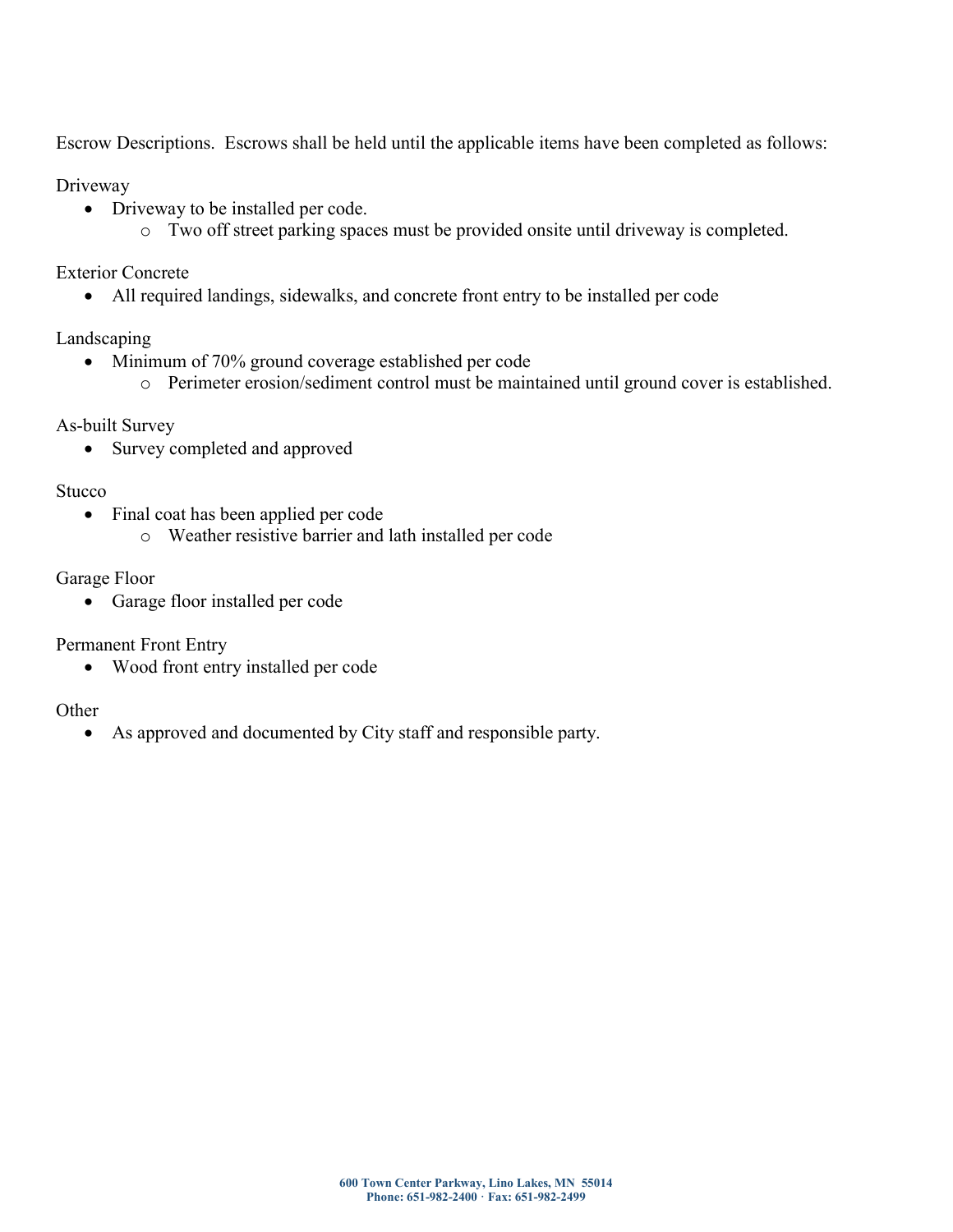Escrow Descriptions. Escrows shall be held until the applicable items have been completed as follows:

Driveway

- Driveway to be installed per code.
  - Two off street parking spaces must be provided onsite until driveway is completed.

Exterior Concrete

- All required landings, sidewalks, and concrete front entry to be installed per code

Landscaping

- Minimum of 70% ground coverage established per code
  - Perimeter erosion/sediment control must be maintained until ground cover is established.

As-built Survey

- Survey completed and approved

Stucco

- Final coat has been applied per code
  - Weather resistive barrier and lath installed per code

Garage Floor

- Garage floor installed per code

Permanent Front Entry

- Wood front entry installed per code

Other

- As approved and documented by City staff and responsible party.